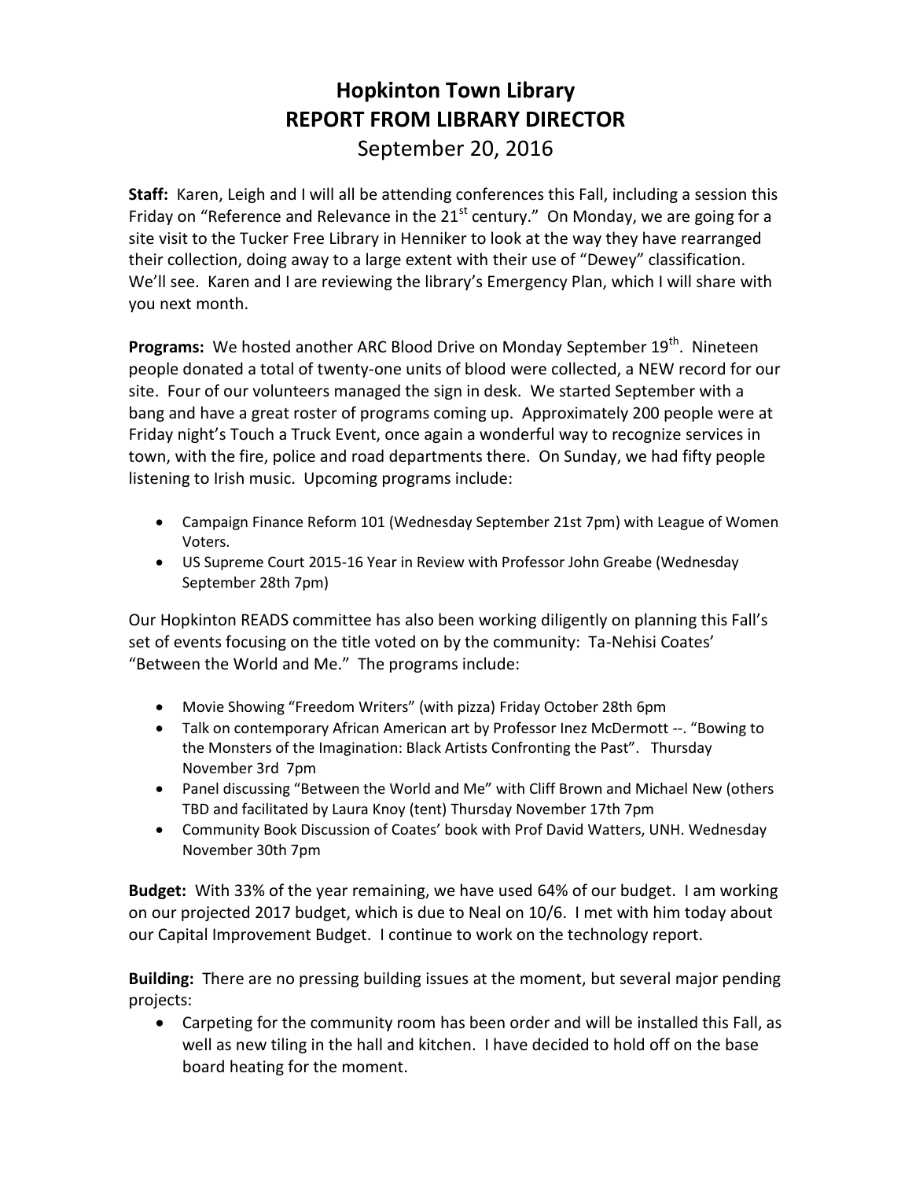# Hopkinton Town Library
# REPORT FROM LIBRARY DIRECTOR
September 20, 2016

**Staff:** Karen, Leigh and I will all be attending conferences this Fall, including a session this Friday on "Reference and Relevance in the 21st century." On Monday, we are going for a site visit to the Tucker Free Library in Henniker to look at the way they have rearranged their collection, doing away to a large extent with their use of "Dewey" classification. We'll see. Karen and I are reviewing the library's Emergency Plan, which I will share with you next month.

**Programs:** We hosted another ARC Blood Drive on Monday September 19th. Nineteen people donated a total of twenty-one units of blood were collected, a NEW record for our site. Four of our volunteers managed the sign in desk. We started September with a bang and have a great roster of programs coming up. Approximately 200 people were at Friday night's Touch a Truck Event, once again a wonderful way to recognize services in town, with the fire, police and road departments there. On Sunday, we had fifty people listening to Irish music. Upcoming programs include:

- Campaign Finance Reform 101 (Wednesday September 21st 7pm) with League of Women Voters.
- US Supreme Court 2015-16 Year in Review with Professor John Greabe (Wednesday September 28th 7pm)

Our Hopkinton READS committee has also been working diligently on planning this Fall's set of events focusing on the title voted on by the community: Ta-Nehisi Coates' "Between the World and Me." The programs include:

- Movie Showing "Freedom Writers" (with pizza) Friday October 28th 6pm
- Talk on contemporary African American art by Professor Inez McDermott --. "Bowing to the Monsters of the Imagination: Black Artists Confronting the Past". Thursday November 3rd 7pm
- Panel discussing "Between the World and Me" with Cliff Brown and Michael New (others TBD and facilitated by Laura Knoy (tent) Thursday November 17th 7pm
- Community Book Discussion of Coates' book with Prof David Watters, UNH. Wednesday November 30th 7pm

**Budget:** With 33% of the year remaining, we have used 64% of our budget. I am working on our projected 2017 budget, which is due to Neal on 10/6. I met with him today about our Capital Improvement Budget. I continue to work on the technology report.

**Building:** There are no pressing building issues at the moment, but several major pending projects:

- Carpeting for the community room has been order and will be installed this Fall, as well as new tiling in the hall and kitchen. I have decided to hold off on the base board heating for the moment.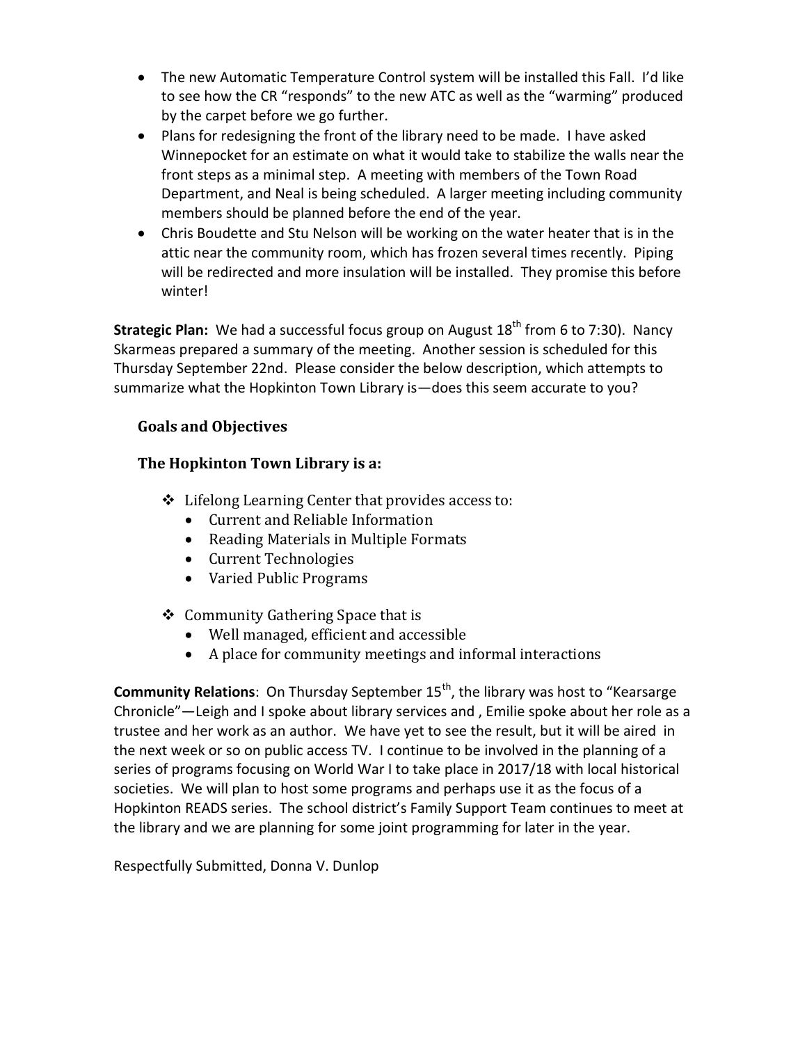- The new Automatic Temperature Control system will be installed this Fall. I'd like to see how the CR "responds" to the new ATC as well as the "warming" produced by the carpet before we go further.
- Plans for redesigning the front of the library need to be made. I have asked Winnepocket for an estimate on what it would take to stabilize the walls near the front steps as a minimal step. A meeting with members of the Town Road Department, and Neal is being scheduled. A larger meeting including community members should be planned before the end of the year.
- Chris Boudette and Stu Nelson will be working on the water heater that is in the attic near the community room, which has frozen several times recently. Piping will be redirected and more insulation will be installed. They promise this before winter!

**Strategic Plan:** We had a successful focus group on August 18th from 6 to 7:30). Nancy Skarmeas prepared a summary of the meeting. Another session is scheduled for this Thursday September 22nd. Please consider the below description, which attempts to summarize what the Hopkinton Town Library is—does this seem accurate to you?

**Goals and Objectives**

**The Hopkinton Town Library is a:**

- ❖ Lifelong Learning Center that provides access to:
  - Current and Reliable Information
  - Reading Materials in Multiple Formats
  - Current Technologies
  - Varied Public Programs
- ❖ Community Gathering Space that is
  - Well managed, efficient and accessible
  - A place for community meetings and informal interactions

**Community Relations**: On Thursday September 15th, the library was host to "Kearsarge Chronicle"—Leigh and I spoke about library services and , Emilie spoke about her role as a trustee and her work as an author. We have yet to see the result, but it will be aired in the next week or so on public access TV. I continue to be involved in the planning of a series of programs focusing on World War I to take place in 2017/18 with local historical societies. We will plan to host some programs and perhaps use it as the focus of a Hopkinton READS series. The school district's Family Support Team continues to meet at the library and we are planning for some joint programming for later in the year.

Respectfully Submitted, Donna V. Dunlop